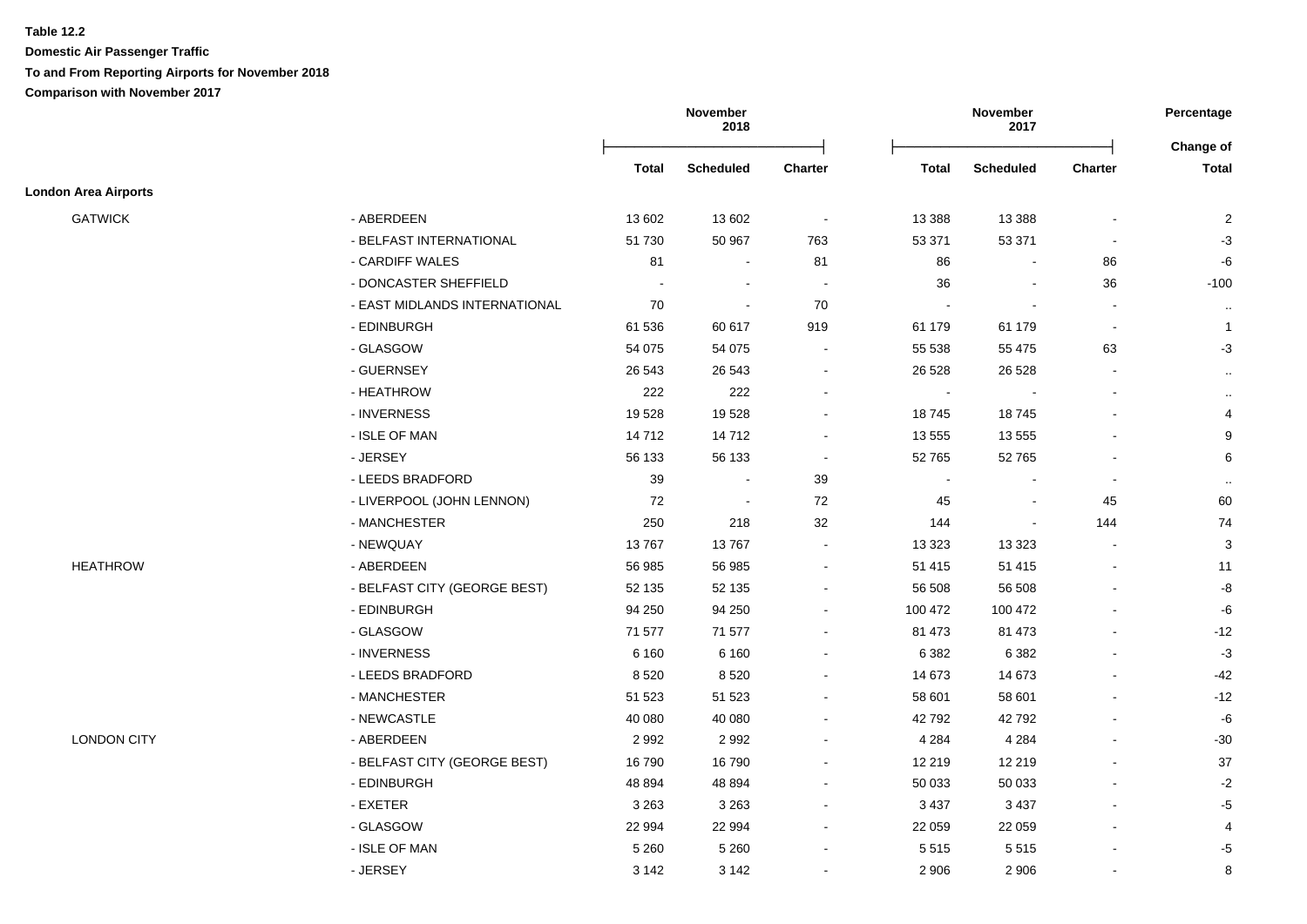**Table 12.2**

**Domestic Air Passenger Traffic**

**To and From Reporting Airports for November 2018**

**Comparison with November 2017**

| | | November 2018 | | | November 2017 | | | Percentage |
|---|---|---|---|---|---|---|---|---|
| | | **Total** | **Scheduled** | **Charter** | **Total** | **Scheduled** | **Charter** | **Change of Total** |
| **London Area Airports** | | | | | | | | |
| GATWICK | - ABERDEEN | 13 602 | 13 602 | - | 13 388 | 13 388 | - | 2 |
| | - BELFAST INTERNATIONAL | 51 730 | 50 967 | 763 | 53 371 | 53 371 | - | -3 |
| | - CARDIFF WALES | 81 | - | 81 | 86 | - | 86 | -6 |
| | - DONCASTER SHEFFIELD | - | - | - | 36 | - | 36 | -100 |
| | - EAST MIDLANDS INTERNATIONAL | 70 | - | 70 | - | - | - | .. |
| | - EDINBURGH | 61 536 | 60 617 | 919 | 61 179 | 61 179 | - | 1 |
| | - GLASGOW | 54 075 | 54 075 | - | 55 538 | 55 475 | 63 | -3 |
| | - GUERNSEY | 26 543 | 26 543 | - | 26 528 | 26 528 | - | .. |
| | - HEATHROW | 222 | 222 | - | - | - | - | .. |
| | - INVERNESS | 19 528 | 19 528 | - | 18 745 | 18 745 | - | 4 |
| | - ISLE OF MAN | 14 712 | 14 712 | - | 13 555 | 13 555 | - | 9 |
| | - JERSEY | 56 133 | 56 133 | - | 52 765 | 52 765 | - | 6 |
| | - LEEDS BRADFORD | 39 | - | 39 | - | - | - | .. |
| | - LIVERPOOL (JOHN LENNON) | 72 | - | 72 | 45 | - | 45 | 60 |
| | - MANCHESTER | 250 | 218 | 32 | 144 | - | 144 | 74 |
| | - NEWQUAY | 13 767 | 13 767 | - | 13 323 | 13 323 | - | 3 |
| HEATHROW | - ABERDEEN | 56 985 | 56 985 | - | 51 415 | 51 415 | - | 11 |
| | - BELFAST CITY (GEORGE BEST) | 52 135 | 52 135 | - | 56 508 | 56 508 | - | -8 |
| | - EDINBURGH | 94 250 | 94 250 | - | 100 472 | 100 472 | - | -6 |
| | - GLASGOW | 71 577 | 71 577 | - | 81 473 | 81 473 | - | -12 |
| | - INVERNESS | 6 160 | 6 160 | - | 6 382 | 6 382 | - | -3 |
| | - LEEDS BRADFORD | 8 520 | 8 520 | - | 14 673 | 14 673 | - | -42 |
| | - MANCHESTER | 51 523 | 51 523 | - | 58 601 | 58 601 | - | -12 |
| | - NEWCASTLE | 40 080 | 40 080 | - | 42 792 | 42 792 | - | -6 |
| LONDON CITY | - ABERDEEN | 2 992 | 2 992 | - | 4 284 | 4 284 | - | -30 |
| | - BELFAST CITY (GEORGE BEST) | 16 790 | 16 790 | - | 12 219 | 12 219 | - | 37 |
| | - EDINBURGH | 48 894 | 48 894 | - | 50 033 | 50 033 | - | -2 |
| | - EXETER | 3 263 | 3 263 | - | 3 437 | 3 437 | - | -5 |
| | - GLASGOW | 22 994 | 22 994 | - | 22 059 | 22 059 | - | 4 |
| | - ISLE OF MAN | 5 260 | 5 260 | - | 5 515 | 5 515 | - | -5 |
| | - JERSEY | 3 142 | 3 142 | - | 2 906 | 2 906 | - | 8 |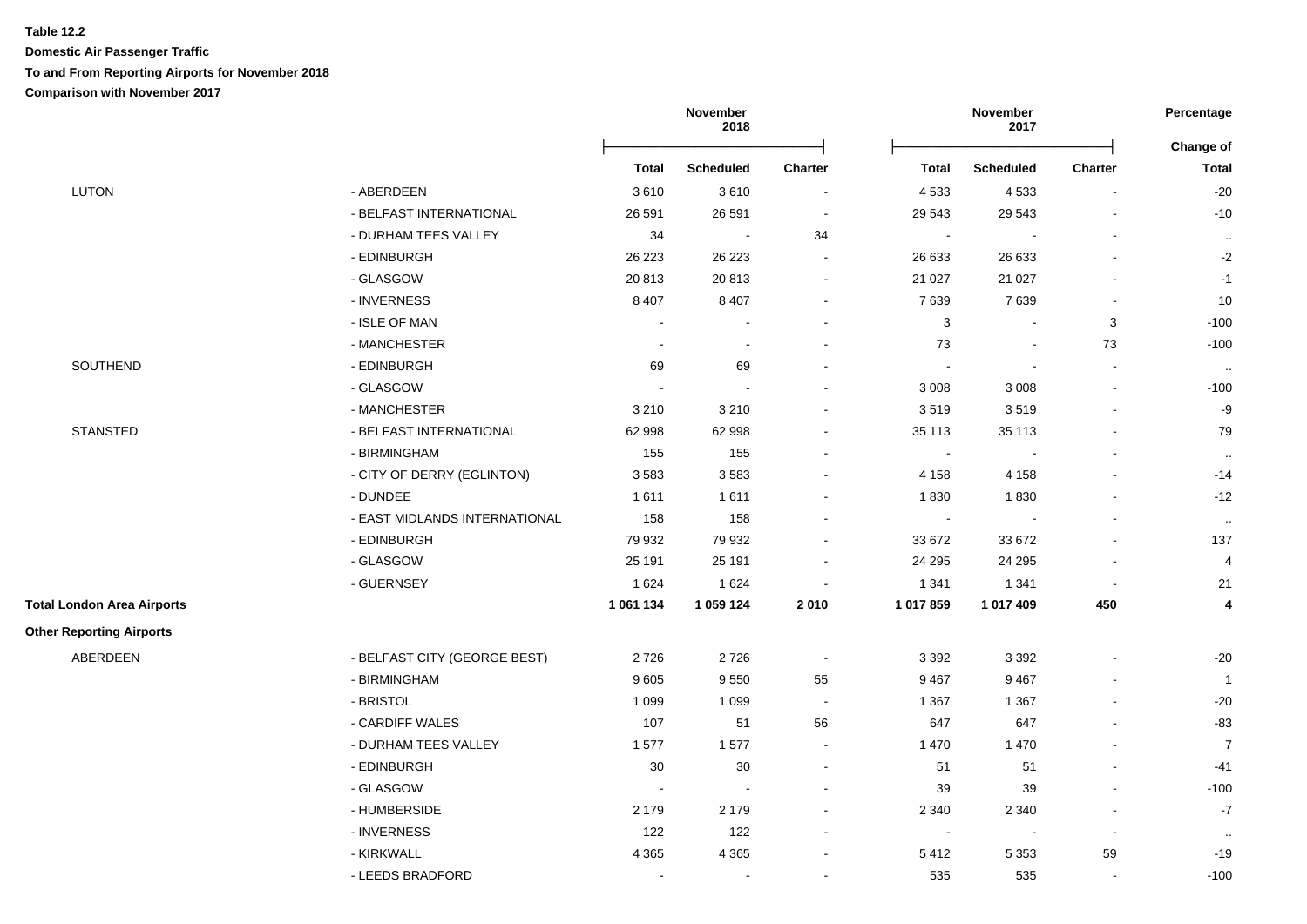**Table 12.2**

**Domestic Air Passenger Traffic**

**To and From Reporting Airports for November 2018**

**Comparison with November 2017**

| | | November 2018 | | | November 2017 | | | Percentage |
|---|---|---|---|---|---|---|---|---|
| | | **Total** | **Scheduled** | **Charter** | **Total** | **Scheduled** | **Charter** | **Change of Total** |
| LUTON | - ABERDEEN | 3 610 | 3 610 | - | 4 533 | 4 533 | - | -20 |
| | - BELFAST INTERNATIONAL | 26 591 | 26 591 | - | 29 543 | 29 543 | - | -10 |
| | - DURHAM TEES VALLEY | 34 | - | 34 | - | - | - | .. |
| | - EDINBURGH | 26 223 | 26 223 | - | 26 633 | 26 633 | - | -2 |
| | - GLASGOW | 20 813 | 20 813 | - | 21 027 | 21 027 | - | -1 |
| | - INVERNESS | 8 407 | 8 407 | - | 7 639 | 7 639 | - | 10 |
| | - ISLE OF MAN | - | - | - | 3 | - | 3 | -100 |
| | - MANCHESTER | - | - | - | 73 | - | 73 | -100 |
| SOUTHEND | - EDINBURGH | 69 | 69 | - | - | - | - | .. |
| | - GLASGOW | - | - | - | 3 008 | 3 008 | - | -100 |
| | - MANCHESTER | 3 210 | 3 210 | - | 3 519 | 3 519 | - | -9 |
| STANSTED | - BELFAST INTERNATIONAL | 62 998 | 62 998 | - | 35 113 | 35 113 | - | 79 |
| | - BIRMINGHAM | 155 | 155 | - | - | - | - | .. |
| | - CITY OF DERRY (EGLINTON) | 3 583 | 3 583 | - | 4 158 | 4 158 | - | -14 |
| | - DUNDEE | 1 611 | 1 611 | - | 1 830 | 1 830 | - | -12 |
| | - EAST MIDLANDS INTERNATIONAL | 158 | 158 | - | - | - | - | .. |
| | - EDINBURGH | 79 932 | 79 932 | - | 33 672 | 33 672 | - | 137 |
| | - GLASGOW | 25 191 | 25 191 | - | 24 295 | 24 295 | - | 4 |
| | - GUERNSEY | 1 624 | 1 624 | - | 1 341 | 1 341 | - | 21 |
| **Total London Area Airports** | | **1 061 134** | **1 059 124** | **2 010** | **1 017 859** | **1 017 409** | **450** | **4** |
| **Other Reporting Airports** | | | | | | | | |
| ABERDEEN | - BELFAST CITY (GEORGE BEST) | 2 726 | 2 726 | - | 3 392 | 3 392 | - | -20 |
| | - BIRMINGHAM | 9 605 | 9 550 | 55 | 9 467 | 9 467 | - | 1 |
| | - BRISTOL | 1 099 | 1 099 | - | 1 367 | 1 367 | - | -20 |
| | - CARDIFF WALES | 107 | 51 | 56 | 647 | 647 | - | -83 |
| | - DURHAM TEES VALLEY | 1 577 | 1 577 | - | 1 470 | 1 470 | - | 7 |
| | - EDINBURGH | 30 | 30 | - | 51 | 51 | - | -41 |
| | - GLASGOW | - | - | - | 39 | 39 | - | -100 |
| | - HUMBERSIDE | 2 179 | 2 179 | - | 2 340 | 2 340 | - | -7 |
| | - INVERNESS | 122 | 122 | - | - | - | - | .. |
| | - KIRKWALL | 4 365 | 4 365 | - | 5 412 | 5 353 | 59 | -19 |
| | - LEEDS BRADFORD | - | - | - | 535 | 535 | - | -100 |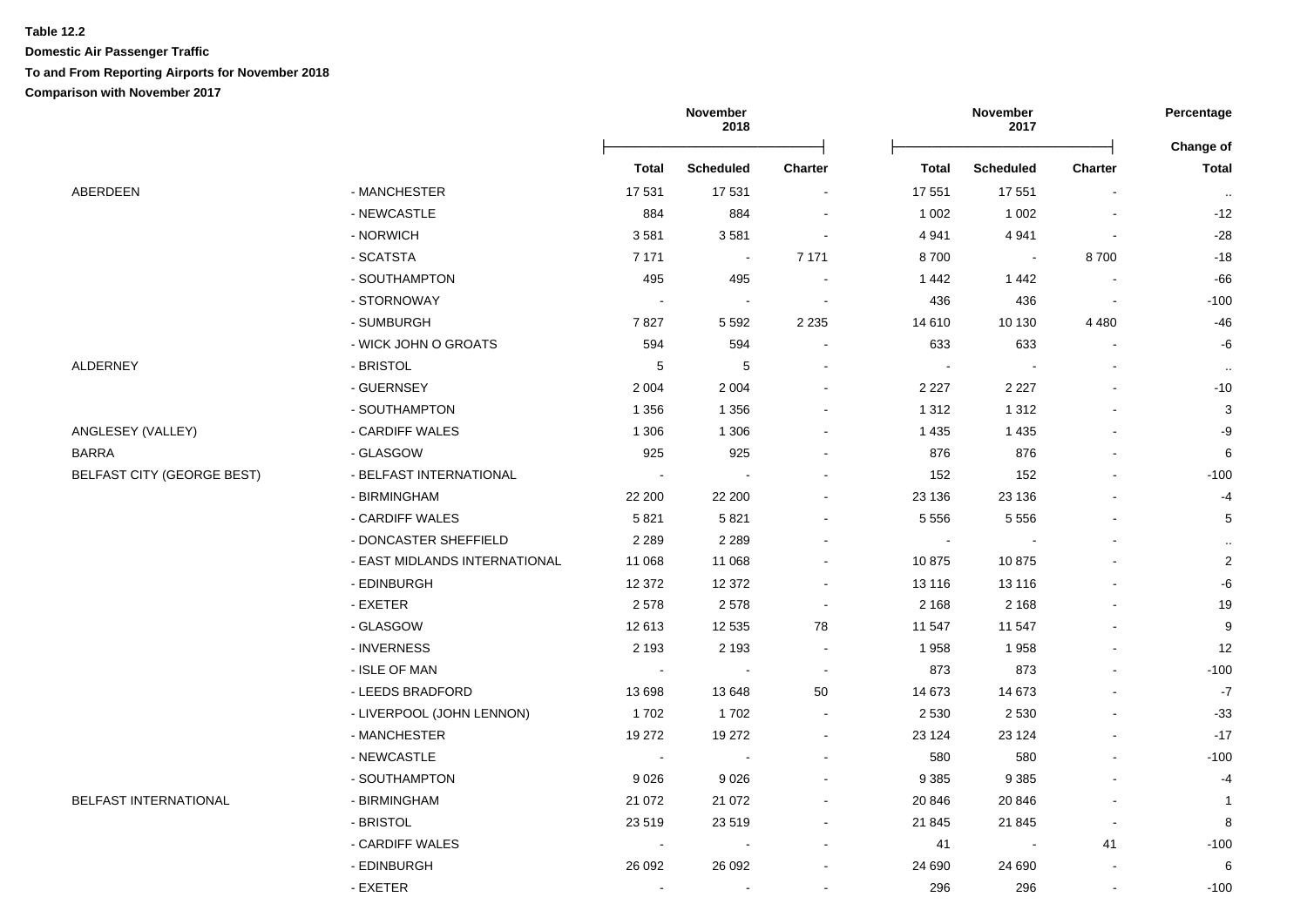**Table 12.2**

**Domestic Air Passenger Traffic**

**To and From Reporting Airports for November 2018**

**Comparison with November 2017**

| | | November 2018 | | | November 2017 | | | Percentage |
|---|---|---|---|---|---|---|---|---|
| | | Total | Scheduled | Charter | Total | Scheduled | Charter | Change of Total |
| ABERDEEN | - MANCHESTER | 17 531 | 17 531 | - | 17 551 | 17 551 | - | .. |
| | - NEWCASTLE | 884 | 884 | - | 1 002 | 1 002 | - | -12 |
| | - NORWICH | 3 581 | 3 581 | - | 4 941 | 4 941 | - | -28 |
| | - SCATSTA | 7 171 | - | 7 171 | 8 700 | - | 8 700 | -18 |
| | - SOUTHAMPTON | 495 | 495 | - | 1 442 | 1 442 | - | -66 |
| | - STORNOWAY | - | - | - | 436 | 436 | - | -100 |
| | - SUMBURGH | 7 827 | 5 592 | 2 235 | 14 610 | 10 130 | 4 480 | -46 |
| | - WICK JOHN O GROATS | 594 | 594 | - | 633 | 633 | - | -6 |
| ALDERNEY | - BRISTOL | 5 | 5 | - | - | - | - | .. |
| | - GUERNSEY | 2 004 | 2 004 | - | 2 227 | 2 227 | - | -10 |
| | - SOUTHAMPTON | 1 356 | 1 356 | - | 1 312 | 1 312 | - | 3 |
| ANGLESEY (VALLEY) | - CARDIFF WALES | 1 306 | 1 306 | - | 1 435 | 1 435 | - | -9 |
| BARRA | - GLASGOW | 925 | 925 | - | 876 | 876 | - | 6 |
| BELFAST CITY (GEORGE BEST) | - BELFAST INTERNATIONAL | - | - | - | 152 | 152 | - | -100 |
| | - BIRMINGHAM | 22 200 | 22 200 | - | 23 136 | 23 136 | - | -4 |
| | - CARDIFF WALES | 5 821 | 5 821 | - | 5 556 | 5 556 | - | 5 |
| | - DONCASTER SHEFFIELD | 2 289 | 2 289 | - | - | - | - | .. |
| | - EAST MIDLANDS INTERNATIONAL | 11 068 | 11 068 | - | 10 875 | 10 875 | - | 2 |
| | - EDINBURGH | 12 372 | 12 372 | - | 13 116 | 13 116 | - | -6 |
| | - EXETER | 2 578 | 2 578 | - | 2 168 | 2 168 | - | 19 |
| | - GLASGOW | 12 613 | 12 535 | 78 | 11 547 | 11 547 | - | 9 |
| | - INVERNESS | 2 193 | 2 193 | - | 1 958 | 1 958 | - | 12 |
| | - ISLE OF MAN | - | - | - | 873 | 873 | - | -100 |
| | - LEEDS BRADFORD | 13 698 | 13 648 | 50 | 14 673 | 14 673 | - | -7 |
| | - LIVERPOOL (JOHN LENNON) | 1 702 | 1 702 | - | 2 530 | 2 530 | - | -33 |
| | - MANCHESTER | 19 272 | 19 272 | - | 23 124 | 23 124 | - | -17 |
| | - NEWCASTLE | - | - | - | 580 | 580 | - | -100 |
| | - SOUTHAMPTON | 9 026 | 9 026 | - | 9 385 | 9 385 | - | -4 |
| BELFAST INTERNATIONAL | - BIRMINGHAM | 21 072 | 21 072 | - | 20 846 | 20 846 | - | 1 |
| | - BRISTOL | 23 519 | 23 519 | - | 21 845 | 21 845 | - | 8 |
| | - CARDIFF WALES | - | - | - | 41 | - | 41 | -100 |
| | - EDINBURGH | 26 092 | 26 092 | - | 24 690 | 24 690 | - | 6 |
| | - EXETER | - | - | - | 296 | 296 | - | -100 |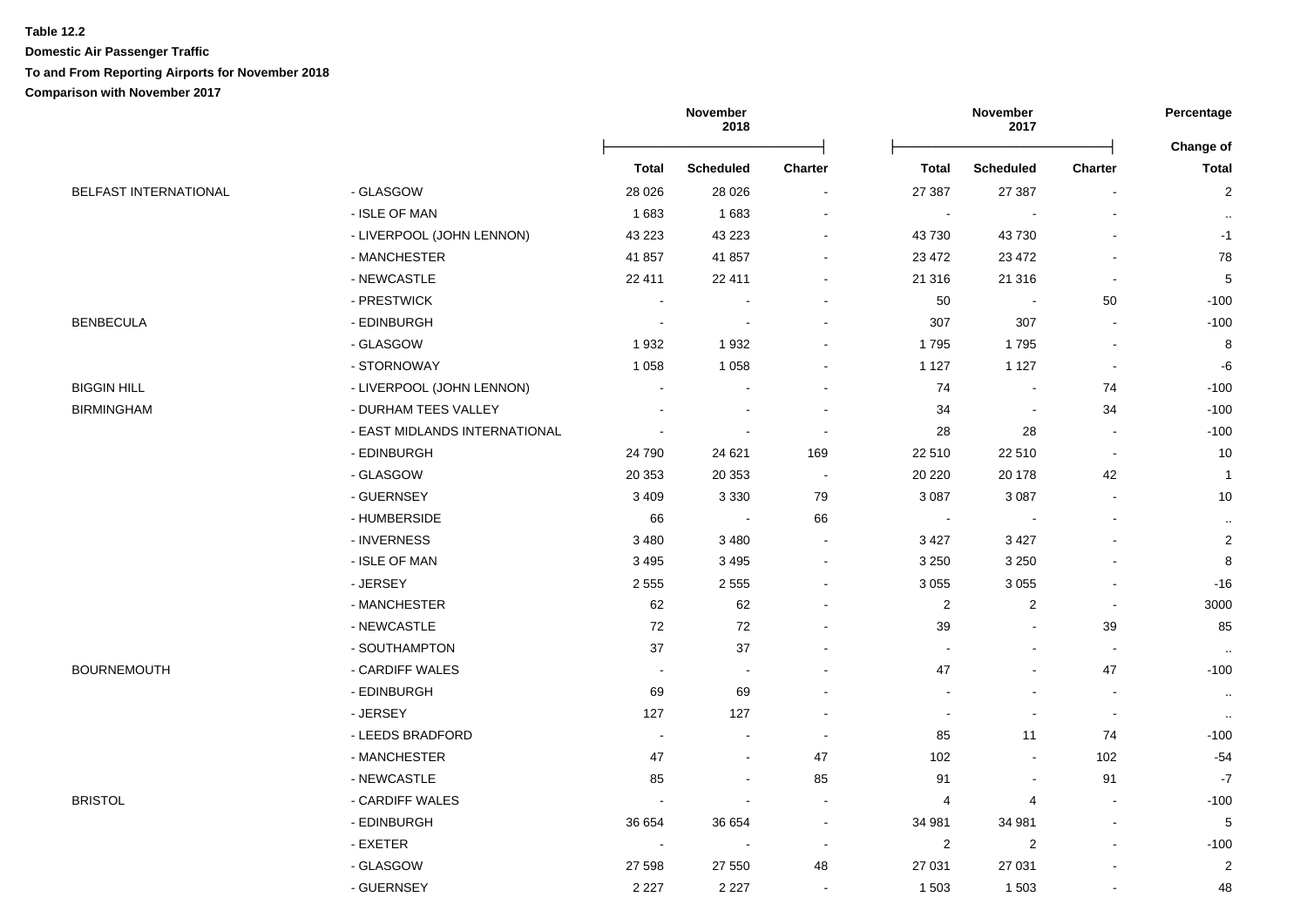**Table 12.2**

**Domestic Air Passenger Traffic**

**To and From Reporting Airports for November 2018**

**Comparison with November 2017**

| | | November 2018 | | | November 2017 | | | Percentage |
|---|---|---|---|---|---|---|---|---|
| | | **Total** | **Scheduled** | **Charter** | **Total** | **Scheduled** | **Charter** | **Change of Total** |
| BELFAST INTERNATIONAL | - GLASGOW | 28 026 | 28 026 | - | 27 387 | 27 387 | - | 2 |
| | - ISLE OF MAN | 1 683 | 1 683 | - | - | - | - | .. |
| | - LIVERPOOL (JOHN LENNON) | 43 223 | 43 223 | - | 43 730 | 43 730 | - | -1 |
| | - MANCHESTER | 41 857 | 41 857 | - | 23 472 | 23 472 | - | 78 |
| | - NEWCASTLE | 22 411 | 22 411 | - | 21 316 | 21 316 | - | 5 |
| | - PRESTWICK | - | - | - | 50 | - | 50 | -100 |
| BENBECULA | - EDINBURGH | - | - | - | 307 | 307 | - | -100 |
| | - GLASGOW | 1 932 | 1 932 | - | 1 795 | 1 795 | - | 8 |
| | - STORNOWAY | 1 058 | 1 058 | - | 1 127 | 1 127 | - | -6 |
| BIGGIN HILL | - LIVERPOOL (JOHN LENNON) | - | - | - | 74 | - | 74 | -100 |
| BIRMINGHAM | - DURHAM TEES VALLEY | - | - | - | 34 | - | 34 | -100 |
| | - EAST MIDLANDS INTERNATIONAL | - | - | - | 28 | 28 | - | -100 |
| | - EDINBURGH | 24 790 | 24 621 | 169 | 22 510 | 22 510 | - | 10 |
| | - GLASGOW | 20 353 | 20 353 | - | 20 220 | 20 178 | 42 | 1 |
| | - GUERNSEY | 3 409 | 3 330 | 79 | 3 087 | 3 087 | - | 10 |
| | - HUMBERSIDE | 66 | - | 66 | - | - | - | .. |
| | - INVERNESS | 3 480 | 3 480 | - | 3 427 | 3 427 | - | 2 |
| | - ISLE OF MAN | 3 495 | 3 495 | - | 3 250 | 3 250 | - | 8 |
| | - JERSEY | 2 555 | 2 555 | - | 3 055 | 3 055 | - | -16 |
| | - MANCHESTER | 62 | 62 | - | 2 | 2 | - | 3000 |
| | - NEWCASTLE | 72 | 72 | - | 39 | - | 39 | 85 |
| | - SOUTHAMPTON | 37 | 37 | - | - | - | - | .. |
| BOURNEMOUTH | - CARDIFF WALES | - | - | - | 47 | - | 47 | -100 |
| | - EDINBURGH | 69 | 69 | - | - | - | - | .. |
| | - JERSEY | 127 | 127 | - | - | - | - | .. |
| | - LEEDS BRADFORD | - | - | - | 85 | 11 | 74 | -100 |
| | - MANCHESTER | 47 | - | 47 | 102 | - | 102 | -54 |
| | - NEWCASTLE | 85 | - | 85 | 91 | - | 91 | -7 |
| BRISTOL | - CARDIFF WALES | - | - | - | 4 | 4 | - | -100 |
| | - EDINBURGH | 36 654 | 36 654 | - | 34 981 | 34 981 | - | 5 |
| | - EXETER | - | - | - | 2 | 2 | - | -100 |
| | - GLASGOW | 27 598 | 27 550 | 48 | 27 031 | 27 031 | - | 2 |
| | - GUERNSEY | 2 227 | 2 227 | - | 1 503 | 1 503 | - | 48 |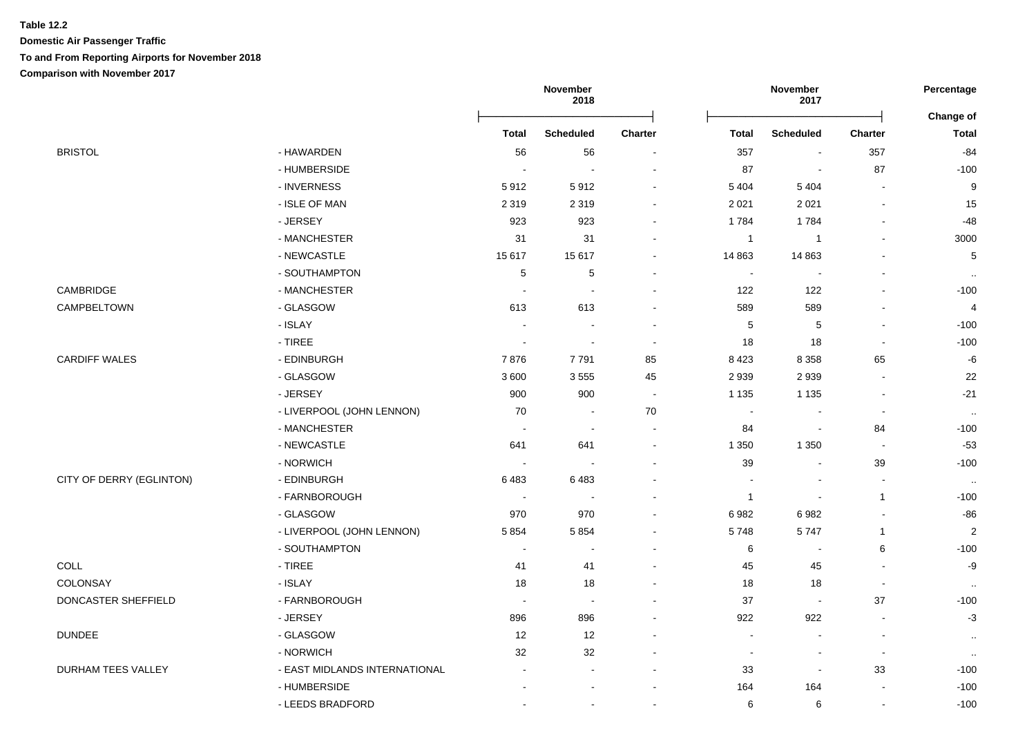**Table 12.2**

**Domestic Air Passenger Traffic**

**To and From Reporting Airports for November 2018**

**Comparison with November 2017**

| | | November 2018 | | | November 2017 | | | Percentage |
|---|---|---|---|---|---|---|---|---|
| | | Total | Scheduled | Charter | Total | Scheduled | Charter | Change of Total |
| BRISTOL | - HAWARDEN | 56 | 56 | - | 357 | - | 357 | -84 |
| | - HUMBERSIDE | - | - | - | 87 | - | 87 | -100 |
| | - INVERNESS | 5 912 | 5 912 | - | 5 404 | 5 404 | - | 9 |
| | - ISLE OF MAN | 2 319 | 2 319 | - | 2 021 | 2 021 | - | 15 |
| | - JERSEY | 923 | 923 | - | 1 784 | 1 784 | - | -48 |
| | - MANCHESTER | 31 | 31 | - | 1 | 1 | - | 3000 |
| | - NEWCASTLE | 15 617 | 15 617 | - | 14 863 | 14 863 | - | 5 |
| | - SOUTHAMPTON | 5 | 5 | - | - | - | - | .. |
| CAMBRIDGE | - MANCHESTER | - | - | - | 122 | 122 | - | -100 |
| CAMPBELTOWN | - GLASGOW | 613 | 613 | - | 589 | 589 | - | 4 |
| | - ISLAY | - | - | - | 5 | 5 | - | -100 |
| | - TIREE | - | - | - | 18 | 18 | - | -100 |
| CARDIFF WALES | - EDINBURGH | 7 876 | 7 791 | 85 | 8 423 | 8 358 | 65 | -6 |
| | - GLASGOW | 3 600 | 3 555 | 45 | 2 939 | 2 939 | - | 22 |
| | - JERSEY | 900 | 900 | - | 1 135 | 1 135 | - | -21 |
| | - LIVERPOOL (JOHN LENNON) | 70 | - | 70 | - | - | - | .. |
| | - MANCHESTER | - | - | - | 84 | - | 84 | -100 |
| | - NEWCASTLE | 641 | 641 | - | 1 350 | 1 350 | - | -53 |
| | - NORWICH | - | - | - | 39 | - | 39 | -100 |
| CITY OF DERRY (EGLINTON) | - EDINBURGH | 6 483 | 6 483 | - | - | - | - | .. |
| | - FARNBOROUGH | - | - | - | 1 | - | 1 | -100 |
| | - GLASGOW | 970 | 970 | - | 6 982 | 6 982 | - | -86 |
| | - LIVERPOOL (JOHN LENNON) | 5 854 | 5 854 | - | 5 748 | 5 747 | 1 | 2 |
| | - SOUTHAMPTON | - | - | - | 6 | - | 6 | -100 |
| COLL | - TIREE | 41 | 41 | - | 45 | 45 | - | -9 |
| COLONSAY | - ISLAY | 18 | 18 | - | 18 | 18 | - | .. |
| DONCASTER SHEFFIELD | - FARNBOROUGH | - | - | - | 37 | - | 37 | -100 |
| | - JERSEY | 896 | 896 | - | 922 | 922 | - | -3 |
| DUNDEE | - GLASGOW | 12 | 12 | - | - | - | - | .. |
| | - NORWICH | 32 | 32 | - | - | - | - | .. |
| DURHAM TEES VALLEY | - EAST MIDLANDS INTERNATIONAL | - | - | - | 33 | - | 33 | -100 |
| | - HUMBERSIDE | - | - | - | 164 | 164 | - | -100 |
| | - LEEDS BRADFORD | - | - | - | 6 | 6 | - | -100 |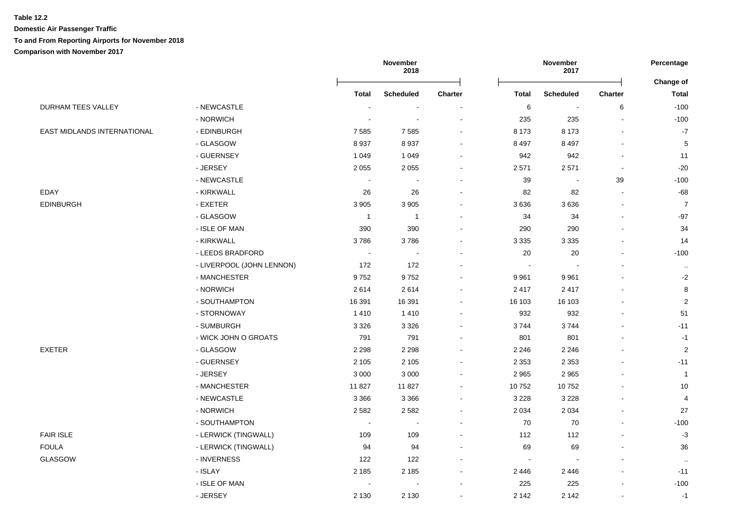**Table 12.2**

**Domestic Air Passenger Traffic**

**To and From Reporting Airports for November 2018**

**Comparison with November 2017**

| | | November 2018 | | | November 2017 | | | Percentage |
|---|---|---|---|---|---|---|---|---|
| | | Total | Scheduled | Charter | Total | Scheduled | Charter | Change of Total |
| DURHAM TEES VALLEY | - NEWCASTLE | - | - | - | 6 | - | 6 | -100 |
| | - NORWICH | - | - | - | 235 | 235 | - | -100 |
| EAST MIDLANDS INTERNATIONAL | - EDINBURGH | 7 585 | 7 585 | - | 8 173 | 8 173 | - | -7 |
| | - GLASGOW | 8 937 | 8 937 | - | 8 497 | 8 497 | - | 5 |
| | - GUERNSEY | 1 049 | 1 049 | - | 942 | 942 | - | 11 |
| | - JERSEY | 2 055 | 2 055 | - | 2 571 | 2 571 | - | -20 |
| | - NEWCASTLE | - | - | - | 39 | - | 39 | -100 |
| EDAY | - KIRKWALL | 26 | 26 | - | 82 | 82 | - | -68 |
| EDINBURGH | - EXETER | 3 905 | 3 905 | - | 3 636 | 3 636 | - | 7 |
| | - GLASGOW | 1 | 1 | - | 34 | 34 | - | -97 |
| | - ISLE OF MAN | 390 | 390 | - | 290 | 290 | - | 34 |
| | - KIRKWALL | 3 786 | 3 786 | - | 3 335 | 3 335 | - | 14 |
| | - LEEDS BRADFORD | - | - | - | 20 | 20 | - | -100 |
| | - LIVERPOOL (JOHN LENNON) | 172 | 172 | - | - | - | - | .. |
| | - MANCHESTER | 9 752 | 9 752 | - | 9 961 | 9 961 | - | -2 |
| | - NORWICH | 2 614 | 2 614 | - | 2 417 | 2 417 | - | 8 |
| | - SOUTHAMPTON | 16 391 | 16 391 | - | 16 103 | 16 103 | - | 2 |
| | - STORNOWAY | 1 410 | 1 410 | - | 932 | 932 | - | 51 |
| | - SUMBURGH | 3 326 | 3 326 | - | 3 744 | 3 744 | - | -11 |
| | - WICK JOHN O GROATS | 791 | 791 | - | 801 | 801 | - | -1 |
| EXETER | - GLASGOW | 2 298 | 2 298 | - | 2 246 | 2 246 | - | 2 |
| | - GUERNSEY | 2 105 | 2 105 | - | 2 353 | 2 353 | - | -11 |
| | - JERSEY | 3 000 | 3 000 | - | 2 965 | 2 965 | - | 1 |
| | - MANCHESTER | 11 827 | 11 827 | - | 10 752 | 10 752 | - | 10 |
| | - NEWCASTLE | 3 366 | 3 366 | - | 3 228 | 3 228 | - | 4 |
| | - NORWICH | 2 582 | 2 582 | - | 2 034 | 2 034 | - | 27 |
| | - SOUTHAMPTON | - | - | - | 70 | 70 | - | -100 |
| FAIR ISLE | - LERWICK (TINGWALL) | 109 | 109 | - | 112 | 112 | - | -3 |
| FOULA | - LERWICK (TINGWALL) | 94 | 94 | - | 69 | 69 | - | 36 |
| GLASGOW | - INVERNESS | 122 | 122 | - | - | - | - | .. |
| | - ISLAY | 2 185 | 2 185 | - | 2 446 | 2 446 | - | -11 |
| | - ISLE OF MAN | - | - | - | 225 | 225 | - | -100 |
| | - JERSEY | 2 130 | 2 130 | - | 2 142 | 2 142 | - | -1 |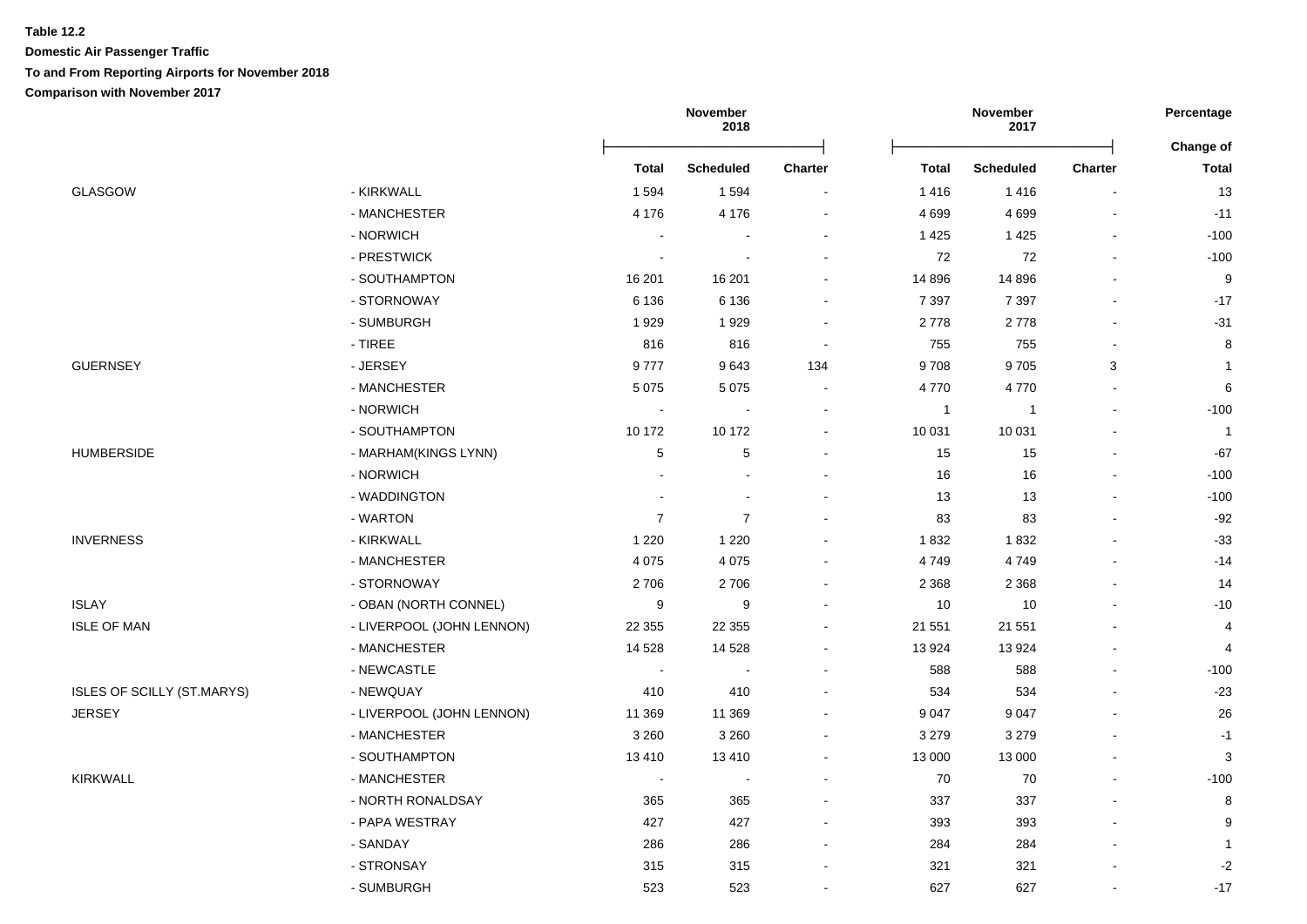**Table 12.2**

**Domestic Air Passenger Traffic**

**To and From Reporting Airports for November 2018**

**Comparison with November 2017**

| | | November 2018 | | | November 2017 | | | Percentage |
|---|---|---|---|---|---|---|---|---|
| | | **Total** | **Scheduled** | **Charter** | **Total** | **Scheduled** | **Charter** | **Change of Total** |
| GLASGOW | - KIRKWALL | 1 594 | 1 594 | - | 1 416 | 1 416 | - | 13 |
| | - MANCHESTER | 4 176 | 4 176 | - | 4 699 | 4 699 | - | -11 |
| | - NORWICH | - | - | - | 1 425 | 1 425 | - | -100 |
| | - PRESTWICK | - | - | - | 72 | 72 | - | -100 |
| | - SOUTHAMPTON | 16 201 | 16 201 | - | 14 896 | 14 896 | - | 9 |
| | - STORNOWAY | 6 136 | 6 136 | - | 7 397 | 7 397 | - | -17 |
| | - SUMBURGH | 1 929 | 1 929 | - | 2 778 | 2 778 | - | -31 |
| | - TIREE | 816 | 816 | - | 755 | 755 | - | 8 |
| GUERNSEY | - JERSEY | 9 777 | 9 643 | 134 | 9 708 | 9 705 | 3 | 1 |
| | - MANCHESTER | 5 075 | 5 075 | - | 4 770 | 4 770 | - | 6 |
| | - NORWICH | - | - | - | 1 | 1 | - | -100 |
| | - SOUTHAMPTON | 10 172 | 10 172 | - | 10 031 | 10 031 | - | 1 |
| HUMBERSIDE | - MARHAM(KINGS LYNN) | 5 | 5 | - | 15 | 15 | - | -67 |
| | - NORWICH | - | - | - | 16 | 16 | - | -100 |
| | - WADDINGTON | - | - | - | 13 | 13 | - | -100 |
| | - WARTON | 7 | 7 | - | 83 | 83 | - | -92 |
| INVERNESS | - KIRKWALL | 1 220 | 1 220 | - | 1 832 | 1 832 | - | -33 |
| | - MANCHESTER | 4 075 | 4 075 | - | 4 749 | 4 749 | - | -14 |
| | - STORNOWAY | 2 706 | 2 706 | - | 2 368 | 2 368 | - | 14 |
| ISLAY | - OBAN (NORTH CONNEL) | 9 | 9 | - | 10 | 10 | - | -10 |
| ISLE OF MAN | - LIVERPOOL (JOHN LENNON) | 22 355 | 22 355 | - | 21 551 | 21 551 | - | 4 |
| | - MANCHESTER | 14 528 | 14 528 | - | 13 924 | 13 924 | - | 4 |
| | - NEWCASTLE | - | - | - | 588 | 588 | - | -100 |
| ISLES OF SCILLY (ST.MARYS) | - NEWQUAY | 410 | 410 | - | 534 | 534 | - | -23 |
| JERSEY | - LIVERPOOL (JOHN LENNON) | 11 369 | 11 369 | - | 9 047 | 9 047 | - | 26 |
| | - MANCHESTER | 3 260 | 3 260 | - | 3 279 | 3 279 | - | -1 |
| | - SOUTHAMPTON | 13 410 | 13 410 | - | 13 000 | 13 000 | - | 3 |
| KIRKWALL | - MANCHESTER | - | - | - | 70 | 70 | - | -100 |
| | - NORTH RONALDSAY | 365 | 365 | - | 337 | 337 | - | 8 |
| | - PAPA WESTRAY | 427 | 427 | - | 393 | 393 | - | 9 |
| | - SANDAY | 286 | 286 | - | 284 | 284 | - | 1 |
| | - STRONSAY | 315 | 315 | - | 321 | 321 | - | -2 |
| | - SUMBURGH | 523 | 523 | - | 627 | 627 | - | -17 |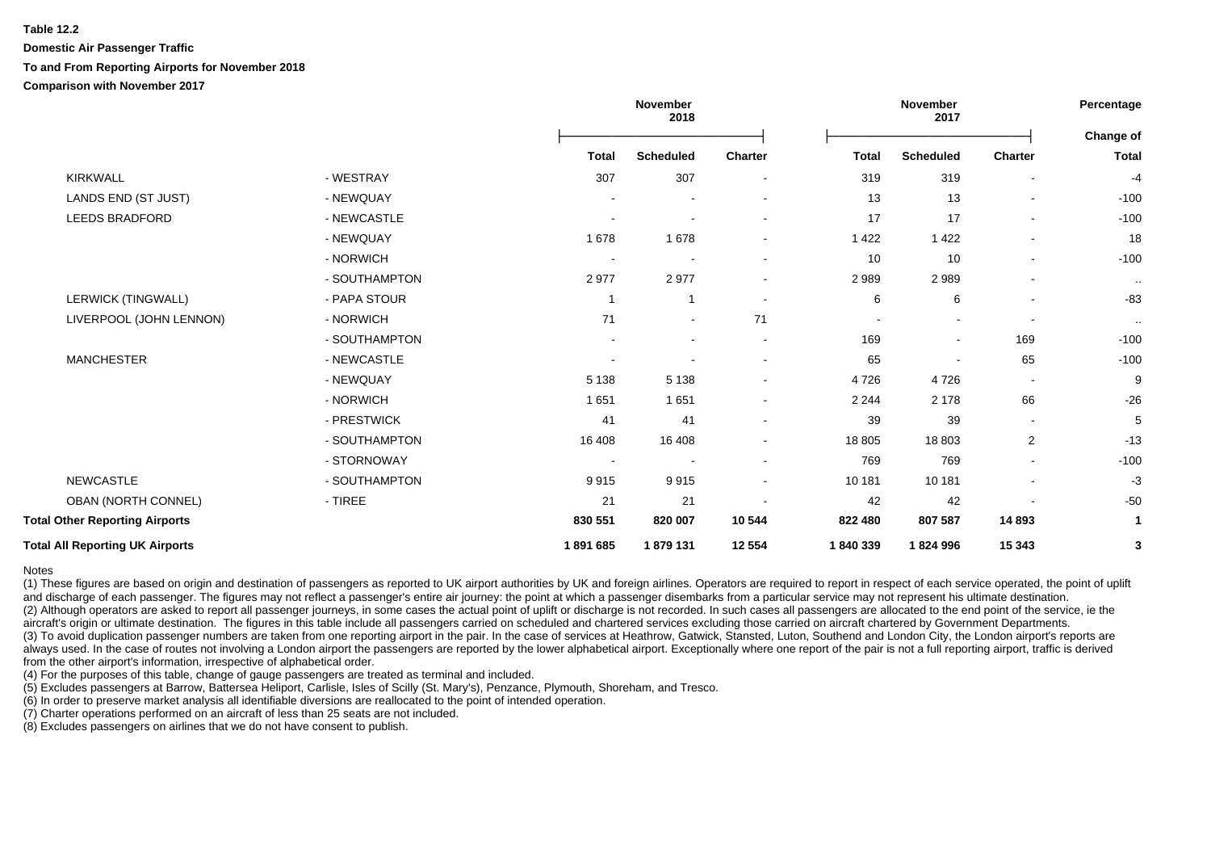**Table 12.2**

**Domestic Air Passenger Traffic**

**To and From Reporting Airports for November 2018**

**Comparison with November 2017**

| | | November 2018 | | | November 2017 | | | Percentage |
|---|---|---|---|---|---|---|---|---|
| | | Total | Scheduled | Charter | Total | Scheduled | Charter | Change of Total |
| KIRKWALL | - WESTRAY | 307 | 307 | - | 319 | 319 | - | -4 |
| LANDS END (ST JUST) | - NEWQUAY | - | - | - | 13 | 13 | - | -100 |
| LEEDS BRADFORD | - NEWCASTLE | - | - | - | 17 | 17 | - | -100 |
| | - NEWQUAY | 1 678 | 1 678 | - | 1 422 | 1 422 | - | 18 |
| | - NORWICH | - | - | - | 10 | 10 | - | -100 |
| | - SOUTHAMPTON | 2 977 | 2 977 | - | 2 989 | 2 989 | - | .. |
| LERWICK (TINGWALL) | - PAPA STOUR | 1 | 1 | - | 6 | 6 | - | -83 |
| LIVERPOOL (JOHN LENNON) | - NORWICH | 71 | - | 71 | - | - | - | .. |
| | - SOUTHAMPTON | - | - | - | 169 | - | 169 | -100 |
| MANCHESTER | - NEWCASTLE | - | - | - | 65 | - | 65 | -100 |
| | - NEWQUAY | 5 138 | 5 138 | - | 4 726 | 4 726 | - | 9 |
| | - NORWICH | 1 651 | 1 651 | - | 2 244 | 2 178 | 66 | -26 |
| | - PRESTWICK | 41 | 41 | - | 39 | 39 | - | 5 |
| | - SOUTHAMPTON | 16 408 | 16 408 | - | 18 805 | 18 803 | 2 | -13 |
| | - STORNOWAY | - | - | - | 769 | 769 | - | -100 |
| NEWCASTLE | - SOUTHAMPTON | 9 915 | 9 915 | - | 10 181 | 10 181 | - | -3 |
| OBAN (NORTH CONNEL) | - TIREE | 21 | 21 | - | 42 | 42 | - | -50 |
| **Total Other Reporting Airports** | | **830 551** | **820 007** | **10 544** | **822 480** | **807 587** | **14 893** | **1** |
| **Total All Reporting UK Airports** | | **1 891 685** | **1 879 131** | **12 554** | **1 840 339** | **1 824 996** | **15 343** | **3** |

Notes

(1) These figures are based on origin and destination of passengers as reported to UK airport authorities by UK and foreign airlines. Operators are required to report in respect of each service operated, the point of uplift and discharge of each passenger. The figures may not reflect a passenger's entire air journey: the point at which a passenger disembarks from a particular service may not represent his ultimate destination.

(2) Although operators are asked to report all passenger journeys, in some cases the actual point of uplift or discharge is not recorded. In such cases all passengers are allocated to the end point of the service, ie the aircraft's origin or ultimate destination. The figures in this table include all passengers carried on scheduled and chartered services excluding those carried on aircraft chartered by Government Departments.

(3) To avoid duplication passenger numbers are taken from one reporting airport in the pair. In the case of services at Heathrow, Gatwick, Stansted, Luton, Southend and London City, the London airport's reports are always used. In the case of routes not involving a London airport the passengers are reported by the lower alphabetical airport. Exceptionally where one report of the pair is not a full reporting airport, traffic is derived from the other airport's information, irrespective of alphabetical order.

(4) For the purposes of this table, change of gauge passengers are treated as terminal and included.

(5) Excludes passengers at Barrow, Battersea Heliport, Carlisle, Isles of Scilly (St. Mary's), Penzance, Plymouth, Shoreham, and Tresco.

(6) In order to preserve market analysis all identifiable diversions are reallocated to the point of intended operation.

(7) Charter operations performed on an aircraft of less than 25 seats are not included.

(8) Excludes passengers on airlines that we do not have consent to publish.